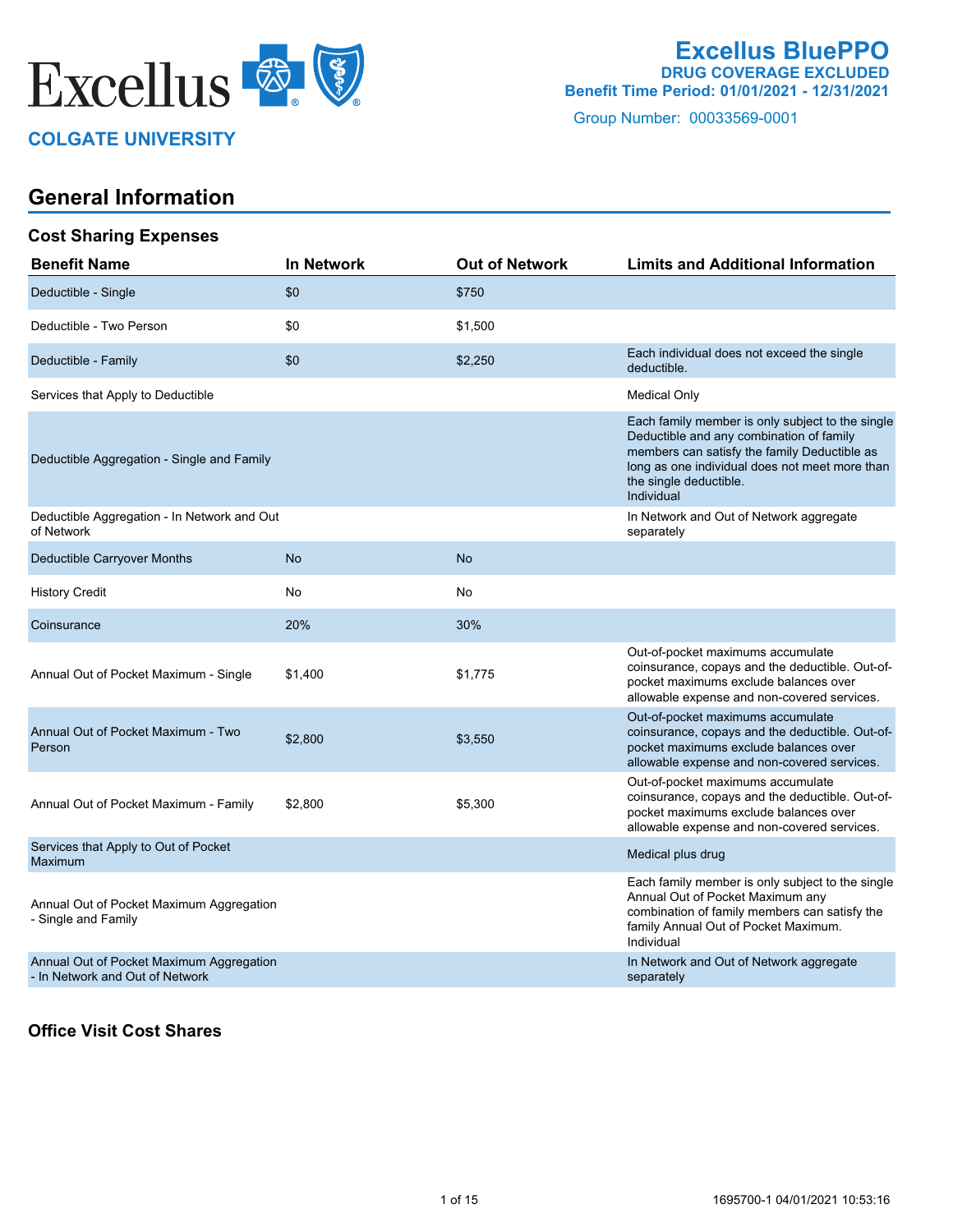# Excellus BluePPO

**DRUG COVERAGE EXCLUDED**

**Benefit Time Period: 01/01/2021 - 12/31/2021**

Group Number: 00033569-0001

**COLGATE UNIVERSITY**

## General Information

### Cost Sharing Expenses

| Benefit Name | In Network | Out of Network | Limits and Additional Information |
|---|---|---|---|
| Deductible - Single | $0 | $750 | |
| Deductible - Two Person | $0 | $1,500 | |
| Deductible - Family | $0 | $2,250 | Each individual does not exceed the single deductible. |
| Services that Apply to Deductible | | | Medical Only |
| Deductible Aggregation - Single and Family | | | Each family member is only subject to the single Deductible and any combination of family members can satisfy the family Deductible as long as one individual does not meet more than the single deductible. Individual |
| Deductible Aggregation - In Network and Out of Network | | | In Network and Out of Network aggregate separately |
| Deductible Carryover Months | No | No | |
| History Credit | No | No | |
| Coinsurance | 20% | 30% | |
| Annual Out of Pocket Maximum - Single | $1,400 | $1,775 | Out-of-pocket maximums accumulate coinsurance, copays and the deductible. Out-of-pocket maximums exclude balances over allowable expense and non-covered services. |
| Annual Out of Pocket Maximum - Two Person | $2,800 | $3,550 | Out-of-pocket maximums accumulate coinsurance, copays and the deductible. Out-of-pocket maximums exclude balances over allowable expense and non-covered services. |
| Annual Out of Pocket Maximum - Family | $2,800 | $5,300 | Out-of-pocket maximums accumulate coinsurance, copays and the deductible. Out-of-pocket maximums exclude balances over allowable expense and non-covered services. |
| Services that Apply to Out of Pocket Maximum | | | Medical plus drug |
| Annual Out of Pocket Maximum Aggregation - Single and Family | | | Each family member is only subject to the single Annual Out of Pocket Maximum any combination of family members can satisfy the family Annual Out of Pocket Maximum. Individual |
| Annual Out of Pocket Maximum Aggregation - In Network and Out of Network | | | In Network and Out of Network aggregate separately |

### Office Visit Cost Shares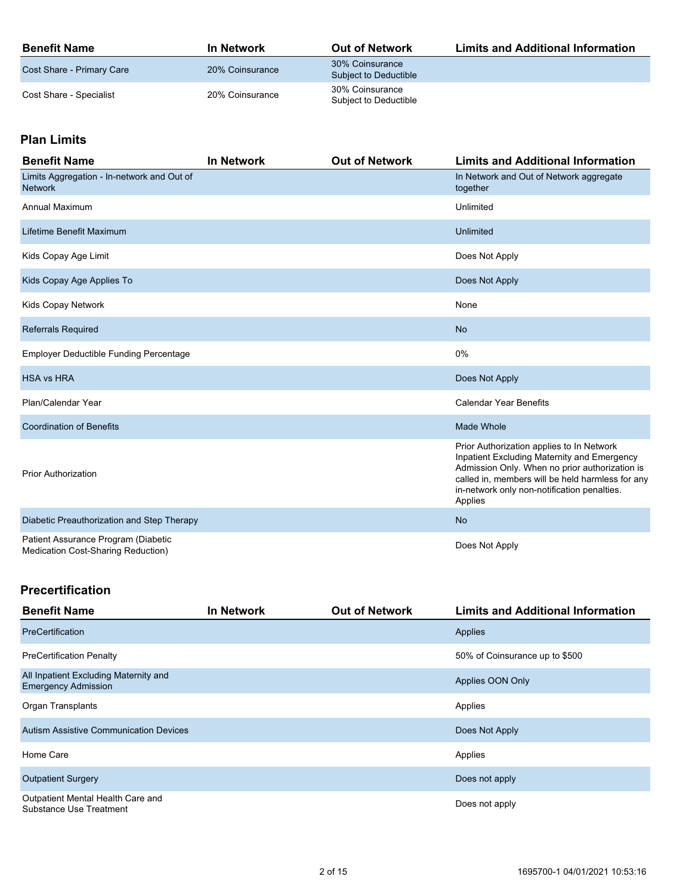| Benefit Name | In Network | Out of Network | Limits and Additional Information |
| --- | --- | --- | --- |
| Cost Share - Primary Care | 20% Coinsurance | 30% Coinsurance Subject to Deductible | |
| Cost Share - Specialist | 20% Coinsurance | 30% Coinsurance Subject to Deductible | |

## Plan Limits

| Benefit Name | In Network | Out of Network | Limits and Additional Information |
| --- | --- | --- | --- |
| Limits Aggregation - In-network and Out of Network | | | In Network and Out of Network aggregate together |
| Annual Maximum | | | Unlimited |
| Lifetime Benefit Maximum | | | Unlimited |
| Kids Copay Age Limit | | | Does Not Apply |
| Kids Copay Age Applies To | | | Does Not Apply |
| Kids Copay Network | | | None |
| Referrals Required | | | No |
| Employer Deductible Funding Percentage | | | 0% |
| HSA vs HRA | | | Does Not Apply |
| Plan/Calendar Year | | | Calendar Year Benefits |
| Coordination of Benefits | | | Made Whole |
| Prior Authorization | | | Prior Authorization applies to In Network Inpatient Excluding Maternity and Emergency Admission Only. When no prior authorization is called in, members will be held harmless for any in-network only non-notification penalties. Applies |
| Diabetic Preauthorization and Step Therapy | | | No |
| Patient Assurance Program (Diabetic Medication Cost-Sharing Reduction) | | | Does Not Apply |

## Precertification

| Benefit Name | In Network | Out of Network | Limits and Additional Information |
| --- | --- | --- | --- |
| PreCertification | | | Applies |
| PreCertification Penalty | | | 50% of Coinsurance up to $500 |
| All Inpatient Excluding Maternity and Emergency Admission | | | Applies OON Only |
| Organ Transplants | | | Applies |
| Autism Assistive Communication Devices | | | Does Not Apply |
| Home Care | | | Applies |
| Outpatient Surgery | | | Does not apply |
| Outpatient Mental Health Care and Substance Use Treatment | | | Does not apply |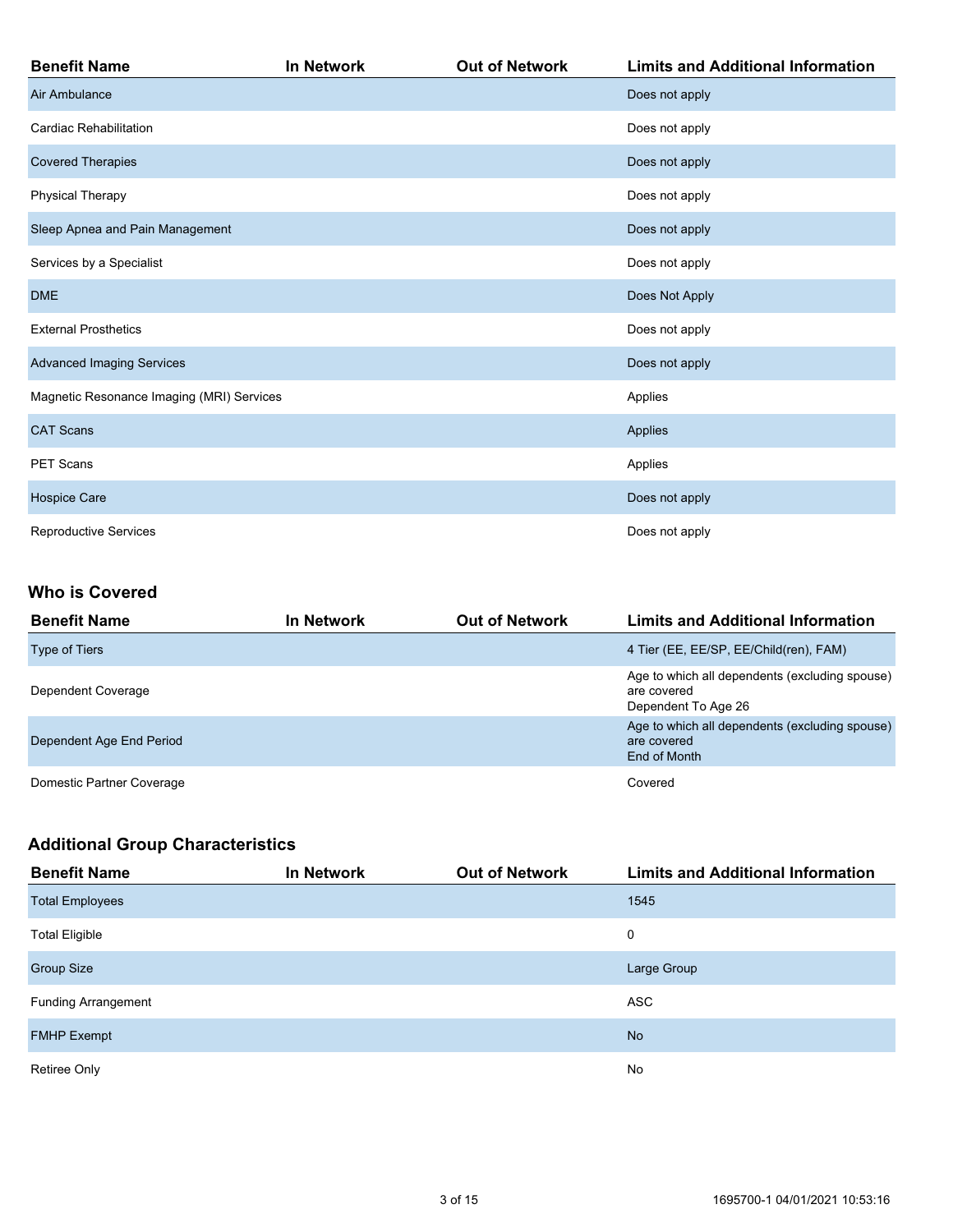| Benefit Name | In Network | Out of Network | Limits and Additional Information |
|---|---|---|---|
| Air Ambulance | | | Does not apply |
| Cardiac Rehabilitation | | | Does not apply |
| Covered Therapies | | | Does not apply |
| Physical Therapy | | | Does not apply |
| Sleep Apnea and Pain Management | | | Does not apply |
| Services by a Specialist | | | Does not apply |
| DME | | | Does Not Apply |
| External Prosthetics | | | Does not apply |
| Advanced Imaging Services | | | Does not apply |
| Magnetic Resonance Imaging (MRI) Services | | | Applies |
| CAT Scans | | | Applies |
| PET Scans | | | Applies |
| Hospice Care | | | Does not apply |
| Reproductive Services | | | Does not apply |

## Who is Covered

| Benefit Name | In Network | Out of Network | Limits and Additional Information |
|---|---|---|---|
| Type of Tiers | | | 4 Tier (EE, EE/SP, EE/Child(ren), FAM) |
| Dependent Coverage | | | Age to which all dependents (excluding spouse) are covered<br>Dependent To Age 26 |
| Dependent Age End Period | | | Age to which all dependents (excluding spouse) are covered<br>End of Month |
| Domestic Partner Coverage | | | Covered |

## Additional Group Characteristics

| Benefit Name | In Network | Out of Network | Limits and Additional Information |
|---|---|---|---|
| Total Employees | | | 1545 |
| Total Eligible | | | 0 |
| Group Size | | | Large Group |
| Funding Arrangement | | | ASC |
| FMHP Exempt | | | No |
| Retiree Only | | | No |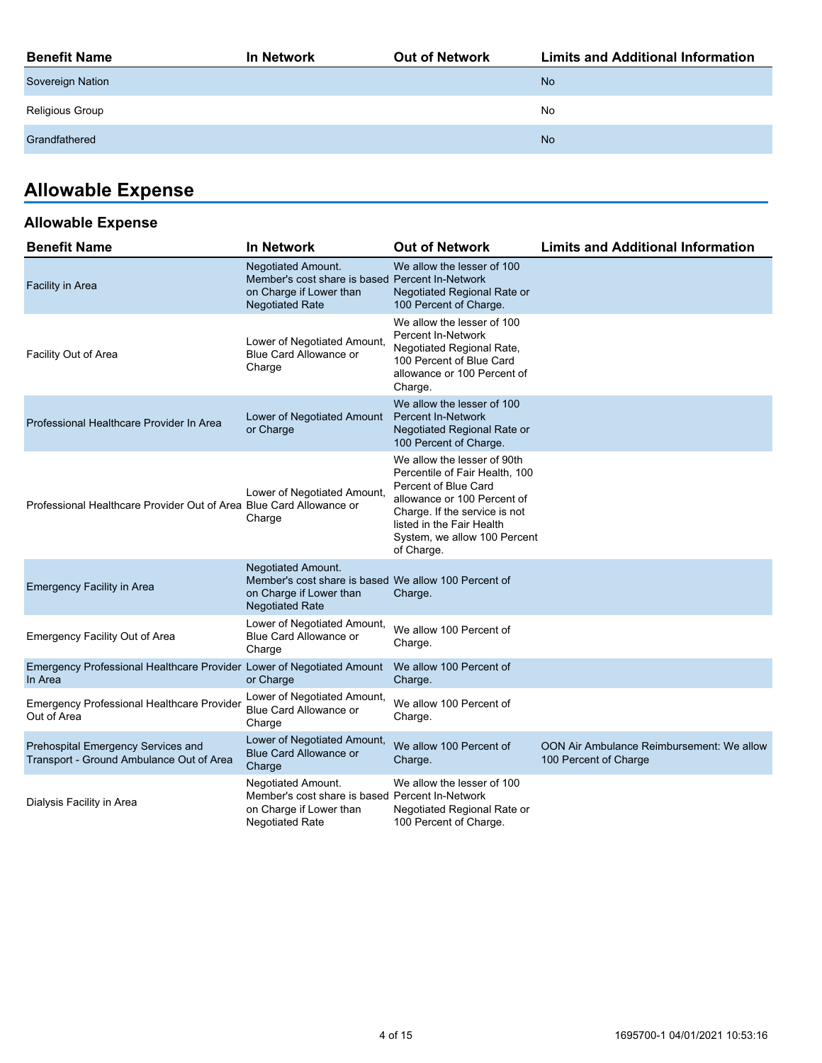| Benefit Name | In Network | Out of Network | Limits and Additional Information |
|---|---|---|---|
| Sovereign Nation | | | No |
| Religious Group | | | No |
| Grandfathered | | | No |

# Allowable Expense

## Allowable Expense

| Benefit Name | In Network | Out of Network | Limits and Additional Information |
|---|---|---|---|
| Facility in Area | Negotiated Amount. Member's cost share is based on Charge if Lower than Negotiated Rate | We allow the lesser of 100 Percent In-Network Negotiated Regional Rate or 100 Percent of Charge. | |
| Facility Out of Area | Lower of Negotiated Amount, Blue Card Allowance or Charge | We allow the lesser of 100 Percent In-Network Negotiated Regional Rate, 100 Percent of Blue Card allowance or 100 Percent of Charge. | |
| Professional Healthcare Provider In Area | Lower of Negotiated Amount or Charge | We allow the lesser of 100 Percent In-Network Negotiated Regional Rate or 100 Percent of Charge. | |
| Professional Healthcare Provider Out of Area | Lower of Negotiated Amount, Blue Card Allowance or Charge | We allow the lesser of 90th Percentile of Fair Health, 100 Percent of Blue Card allowance or 100 Percent of Charge. If the service is not listed in the Fair Health System, we allow 100 Percent of Charge. | |
| Emergency Facility in Area | Negotiated Amount. Member's cost share is based on Charge if Lower than Negotiated Rate | We allow 100 Percent of Charge. | |
| Emergency Facility Out of Area | Lower of Negotiated Amount, Blue Card Allowance or Charge | We allow 100 Percent of Charge. | |
| Emergency Professional Healthcare Provider In Area | Lower of Negotiated Amount or Charge | We allow 100 Percent of Charge. | |
| Emergency Professional Healthcare Provider Out of Area | Lower of Negotiated Amount, Blue Card Allowance or Charge | We allow 100 Percent of Charge. | |
| Prehospital Emergency Services and Transport - Ground Ambulance Out of Area | Lower of Negotiated Amount, Blue Card Allowance or Charge | We allow 100 Percent of Charge. | OON Air Ambulance Reimbursement: We allow 100 Percent of Charge |
| Dialysis Facility in Area | Negotiated Amount. Member's cost share is based on Charge if Lower than Negotiated Rate | We allow the lesser of 100 Percent In-Network Negotiated Regional Rate or 100 Percent of Charge. | |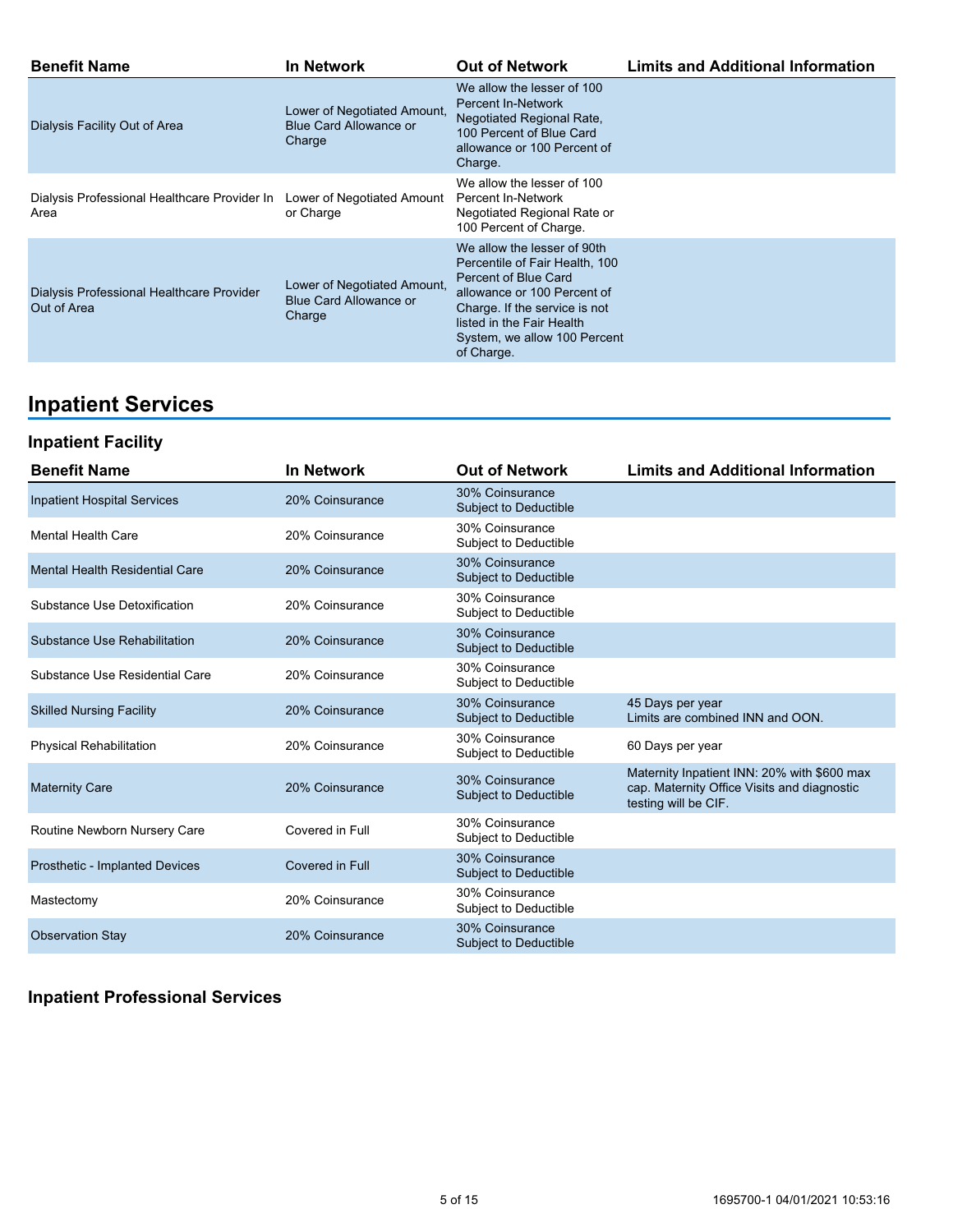| Benefit Name | In Network | Out of Network | Limits and Additional Information |
| --- | --- | --- | --- |
| Dialysis Facility Out of Area | Lower of Negotiated Amount, Blue Card Allowance or Charge | We allow the lesser of 100 Percent In-Network Negotiated Regional Rate, 100 Percent of Blue Card allowance or 100 Percent of Charge. | |
| Dialysis Professional Healthcare Provider In Area | Lower of Negotiated Amount or Charge | We allow the lesser of 100 Percent In-Network Negotiated Regional Rate or 100 Percent of Charge. | |
| Dialysis Professional Healthcare Provider Out of Area | Lower of Negotiated Amount, Blue Card Allowance or Charge | We allow the lesser of 90th Percentile of Fair Health, 100 Percent of Blue Card allowance or 100 Percent of Charge. If the service is not listed in the Fair Health System, we allow 100 Percent of Charge. | |

## Inpatient Services

### Inpatient Facility

| Benefit Name | In Network | Out of Network | Limits and Additional Information |
| --- | --- | --- | --- |
| Inpatient Hospital Services | 20% Coinsurance | 30% Coinsurance Subject to Deductible | |
| Mental Health Care | 20% Coinsurance | 30% Coinsurance Subject to Deductible | |
| Mental Health Residential Care | 20% Coinsurance | 30% Coinsurance Subject to Deductible | |
| Substance Use Detoxification | 20% Coinsurance | 30% Coinsurance Subject to Deductible | |
| Substance Use Rehabilitation | 20% Coinsurance | 30% Coinsurance Subject to Deductible | |
| Substance Use Residential Care | 20% Coinsurance | 30% Coinsurance Subject to Deductible | |
| Skilled Nursing Facility | 20% Coinsurance | 30% Coinsurance Subject to Deductible | 45 Days per year Limits are combined INN and OON. |
| Physical Rehabilitation | 20% Coinsurance | 30% Coinsurance Subject to Deductible | 60 Days per year |
| Maternity Care | 20% Coinsurance | 30% Coinsurance Subject to Deductible | Maternity Inpatient INN: 20% with $600 max cap. Maternity Office Visits and diagnostic testing will be CIF. |
| Routine Newborn Nursery Care | Covered in Full | 30% Coinsurance Subject to Deductible | |
| Prosthetic - Implanted Devices | Covered in Full | 30% Coinsurance Subject to Deductible | |
| Mastectomy | 20% Coinsurance | 30% Coinsurance Subject to Deductible | |
| Observation Stay | 20% Coinsurance | 30% Coinsurance Subject to Deductible | |

### Inpatient Professional Services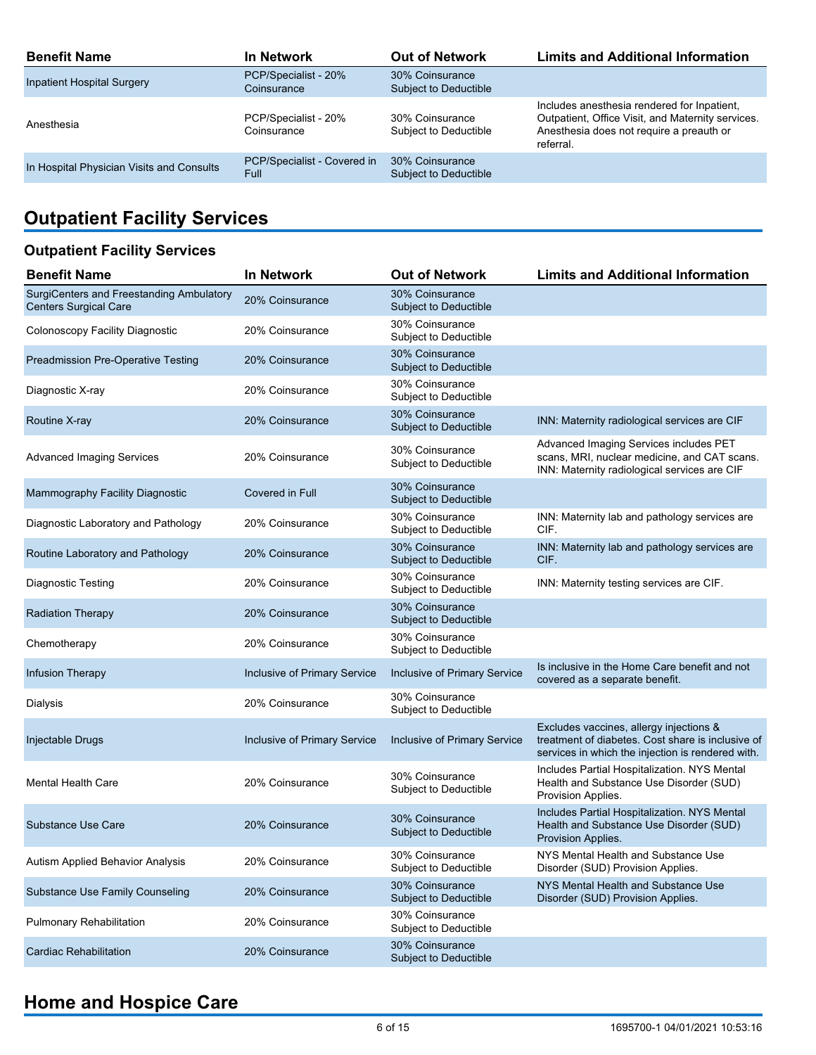| Benefit Name | In Network | Out of Network | Limits and Additional Information |
|---|---|---|---|
| Inpatient Hospital Surgery | PCP/Specialist - 20% Coinsurance | 30% Coinsurance Subject to Deductible | |
| Anesthesia | PCP/Specialist - 20% Coinsurance | 30% Coinsurance Subject to Deductible | Includes anesthesia rendered for Inpatient, Outpatient, Office Visit, and Maternity services. Anesthesia does not require a preauth or referral. |
| In Hospital Physician Visits and Consults | PCP/Specialist - Covered in Full | 30% Coinsurance Subject to Deductible | |

# Outpatient Facility Services

## Outpatient Facility Services

| Benefit Name | In Network | Out of Network | Limits and Additional Information |
|---|---|---|---|
| SurgiCenters and Freestanding Ambulatory Centers Surgical Care | 20% Coinsurance | 30% Coinsurance Subject to Deductible | |
| Colonoscopy Facility Diagnostic | 20% Coinsurance | 30% Coinsurance Subject to Deductible | |
| Preadmission Pre-Operative Testing | 20% Coinsurance | 30% Coinsurance Subject to Deductible | |
| Diagnostic X-ray | 20% Coinsurance | 30% Coinsurance Subject to Deductible | |
| Routine X-ray | 20% Coinsurance | 30% Coinsurance Subject to Deductible | INN: Maternity radiological services are CIF |
| Advanced Imaging Services | 20% Coinsurance | 30% Coinsurance Subject to Deductible | Advanced Imaging Services includes PET scans, MRI, nuclear medicine, and CAT scans. INN: Maternity radiological services are CIF |
| Mammography Facility Diagnostic | Covered in Full | 30% Coinsurance Subject to Deductible | |
| Diagnostic Laboratory and Pathology | 20% Coinsurance | 30% Coinsurance Subject to Deductible | INN: Maternity lab and pathology services are CIF. |
| Routine Laboratory and Pathology | 20% Coinsurance | 30% Coinsurance Subject to Deductible | INN: Maternity lab and pathology services are CIF. |
| Diagnostic Testing | 20% Coinsurance | 30% Coinsurance Subject to Deductible | INN: Maternity testing services are CIF. |
| Radiation Therapy | 20% Coinsurance | 30% Coinsurance Subject to Deductible | |
| Chemotherapy | 20% Coinsurance | 30% Coinsurance Subject to Deductible | |
| Infusion Therapy | Inclusive of Primary Service | Inclusive of Primary Service | Is inclusive in the Home Care benefit and not covered as a separate benefit. |
| Dialysis | 20% Coinsurance | 30% Coinsurance Subject to Deductible | |
| Injectable Drugs | Inclusive of Primary Service | Inclusive of Primary Service | Excludes vaccines, allergy injections & treatment of diabetes. Cost share is inclusive of services in which the injection is rendered with. |
| Mental Health Care | 20% Coinsurance | 30% Coinsurance Subject to Deductible | Includes Partial Hospitalization. NYS Mental Health and Substance Use Disorder (SUD) Provision Applies. |
| Substance Use Care | 20% Coinsurance | 30% Coinsurance Subject to Deductible | Includes Partial Hospitalization. NYS Mental Health and Substance Use Disorder (SUD) Provision Applies. |
| Autism Applied Behavior Analysis | 20% Coinsurance | 30% Coinsurance Subject to Deductible | NYS Mental Health and Substance Use Disorder (SUD) Provision Applies. |
| Substance Use Family Counseling | 20% Coinsurance | 30% Coinsurance Subject to Deductible | NYS Mental Health and Substance Use Disorder (SUD) Provision Applies. |
| Pulmonary Rehabilitation | 20% Coinsurance | 30% Coinsurance Subject to Deductible | |
| Cardiac Rehabilitation | 20% Coinsurance | 30% Coinsurance Subject to Deductible | |

# Home and Hospice Care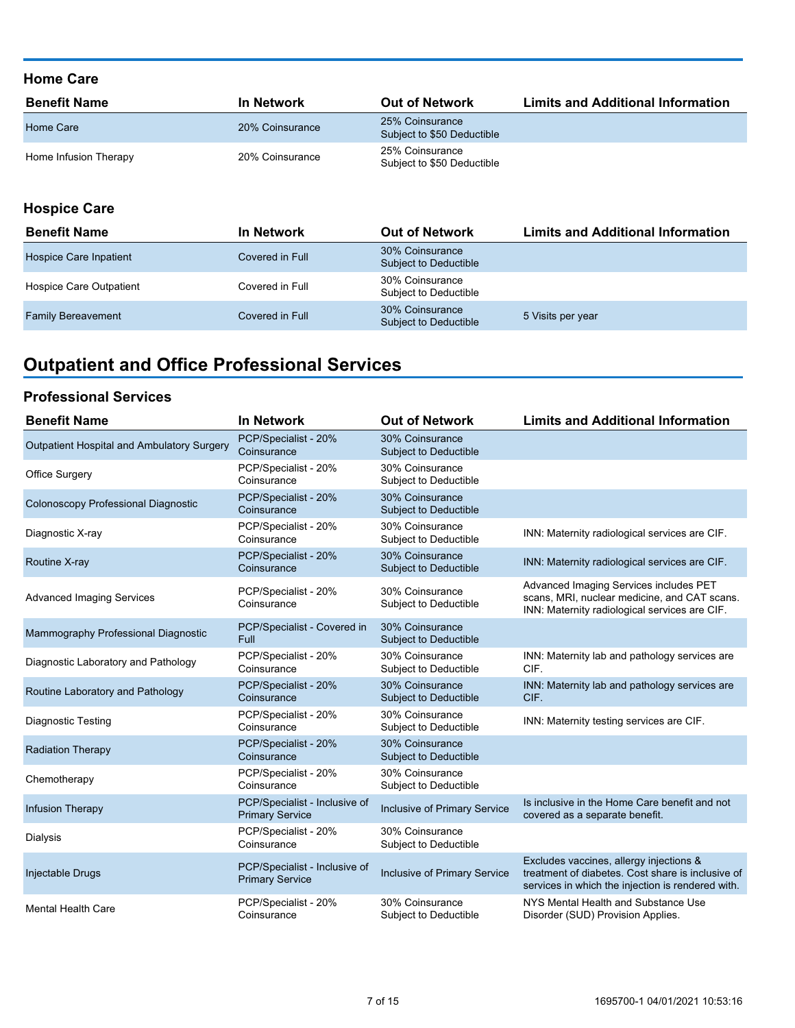### Home Care

| Benefit Name | In Network | Out of Network | Limits and Additional Information |
|---|---|---|---|
| Home Care | 20% Coinsurance | 25% Coinsurance Subject to $50 Deductible | |
| Home Infusion Therapy | 20% Coinsurance | 25% Coinsurance Subject to $50 Deductible | |

### Hospice Care

| Benefit Name | In Network | Out of Network | Limits and Additional Information |
|---|---|---|---|
| Hospice Care Inpatient | Covered in Full | 30% Coinsurance Subject to Deductible | |
| Hospice Care Outpatient | Covered in Full | 30% Coinsurance Subject to Deductible | |
| Family Bereavement | Covered in Full | 30% Coinsurance Subject to Deductible | 5 Visits per year |

## Outpatient and Office Professional Services

### Professional Services

| Benefit Name | In Network | Out of Network | Limits and Additional Information |
|---|---|---|---|
| Outpatient Hospital and Ambulatory Surgery | PCP/Specialist - 20% Coinsurance | 30% Coinsurance Subject to Deductible | |
| Office Surgery | PCP/Specialist - 20% Coinsurance | 30% Coinsurance Subject to Deductible | |
| Colonoscopy Professional Diagnostic | PCP/Specialist - 20% Coinsurance | 30% Coinsurance Subject to Deductible | |
| Diagnostic X-ray | PCP/Specialist - 20% Coinsurance | 30% Coinsurance Subject to Deductible | INN: Maternity radiological services are CIF. |
| Routine X-ray | PCP/Specialist - 20% Coinsurance | 30% Coinsurance Subject to Deductible | INN: Maternity radiological services are CIF. |
| Advanced Imaging Services | PCP/Specialist - 20% Coinsurance | 30% Coinsurance Subject to Deductible | Advanced Imaging Services includes PET scans, MRI, nuclear medicine, and CAT scans. INN: Maternity radiological services are CIF. |
| Mammography Professional Diagnostic | PCP/Specialist - Covered in Full | 30% Coinsurance Subject to Deductible | |
| Diagnostic Laboratory and Pathology | PCP/Specialist - 20% Coinsurance | 30% Coinsurance Subject to Deductible | INN: Maternity lab and pathology services are CIF. |
| Routine Laboratory and Pathology | PCP/Specialist - 20% Coinsurance | 30% Coinsurance Subject to Deductible | INN: Maternity lab and pathology services are CIF. |
| Diagnostic Testing | PCP/Specialist - 20% Coinsurance | 30% Coinsurance Subject to Deductible | INN: Maternity testing services are CIF. |
| Radiation Therapy | PCP/Specialist - 20% Coinsurance | 30% Coinsurance Subject to Deductible | |
| Chemotherapy | PCP/Specialist - 20% Coinsurance | 30% Coinsurance Subject to Deductible | |
| Infusion Therapy | PCP/Specialist - Inclusive of Primary Service | Inclusive of Primary Service | Is inclusive in the Home Care benefit and not covered as a separate benefit. |
| Dialysis | PCP/Specialist - 20% Coinsurance | 30% Coinsurance Subject to Deductible | |
| Injectable Drugs | PCP/Specialist - Inclusive of Primary Service | Inclusive of Primary Service | Excludes vaccines, allergy injections & treatment of diabetes. Cost share is inclusive of services in which the injection is rendered with. |
| Mental Health Care | PCP/Specialist - 20% Coinsurance | 30% Coinsurance Subject to Deductible | NYS Mental Health and Substance Use Disorder (SUD) Provision Applies. |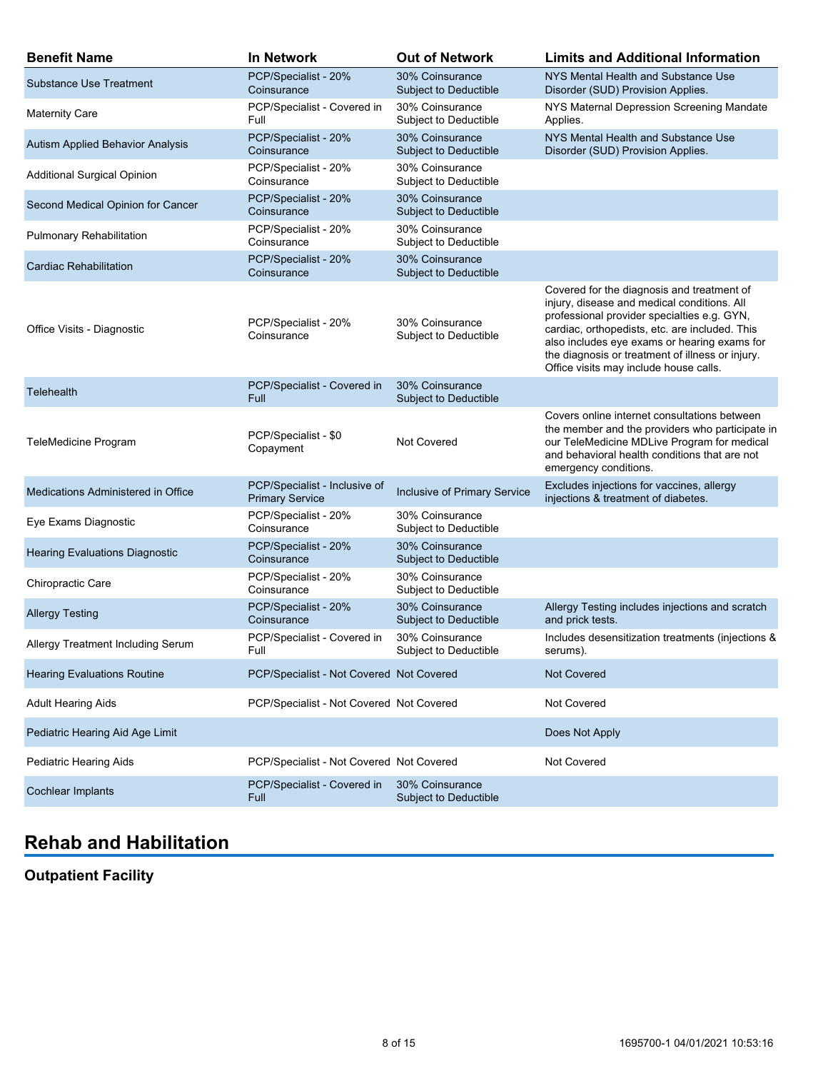| Benefit Name | In Network | Out of Network | Limits and Additional Information |
| --- | --- | --- | --- |
| Substance Use Treatment | PCP/Specialist - 20% Coinsurance | 30% Coinsurance Subject to Deductible | NYS Mental Health and Substance Use Disorder (SUD) Provision Applies. |
| Maternity Care | PCP/Specialist - Covered in Full | 30% Coinsurance Subject to Deductible | NYS Maternal Depression Screening Mandate Applies. |
| Autism Applied Behavior Analysis | PCP/Specialist - 20% Coinsurance | 30% Coinsurance Subject to Deductible | NYS Mental Health and Substance Use Disorder (SUD) Provision Applies. |
| Additional Surgical Opinion | PCP/Specialist - 20% Coinsurance | 30% Coinsurance Subject to Deductible | |
| Second Medical Opinion for Cancer | PCP/Specialist - 20% Coinsurance | 30% Coinsurance Subject to Deductible | |
| Pulmonary Rehabilitation | PCP/Specialist - 20% Coinsurance | 30% Coinsurance Subject to Deductible | |
| Cardiac Rehabilitation | PCP/Specialist - 20% Coinsurance | 30% Coinsurance Subject to Deductible | |
| Office Visits - Diagnostic | PCP/Specialist - 20% Coinsurance | 30% Coinsurance Subject to Deductible | Covered for the diagnosis and treatment of injury, disease and medical conditions. All professional provider specialties e.g. GYN, cardiac, orthopedists, etc. are included. This also includes eye exams or hearing exams for the diagnosis or treatment of illness or injury. Office visits may include house calls. |
| Telehealth | PCP/Specialist - Covered in Full | 30% Coinsurance Subject to Deductible | |
| TeleMedicine Program | PCP/Specialist - $0 Copayment | Not Covered | Covers online internet consultations between the member and the providers who participate in our TeleMedicine MDLive Program for medical and behavioral health conditions that are not emergency conditions. |
| Medications Administered in Office | PCP/Specialist - Inclusive of Primary Service | Inclusive of Primary Service | Excludes injections for vaccines, allergy injections & treatment of diabetes. |
| Eye Exams Diagnostic | PCP/Specialist - 20% Coinsurance | 30% Coinsurance Subject to Deductible | |
| Hearing Evaluations Diagnostic | PCP/Specialist - 20% Coinsurance | 30% Coinsurance Subject to Deductible | |
| Chiropractic Care | PCP/Specialist - 20% Coinsurance | 30% Coinsurance Subject to Deductible | |
| Allergy Testing | PCP/Specialist - 20% Coinsurance | 30% Coinsurance Subject to Deductible | Allergy Testing includes injections and scratch and prick tests. |
| Allergy Treatment Including Serum | PCP/Specialist - Covered in Full | 30% Coinsurance Subject to Deductible | Includes desensitization treatments (injections & serums). |
| Hearing Evaluations Routine | PCP/Specialist - Not Covered | Not Covered | Not Covered |
| Adult Hearing Aids | PCP/Specialist - Not Covered | Not Covered | Not Covered |
| Pediatric Hearing Aid Age Limit | | | Does Not Apply |
| Pediatric Hearing Aids | PCP/Specialist - Not Covered | Not Covered | Not Covered |
| Cochlear Implants | PCP/Specialist - Covered in Full | 30% Coinsurance Subject to Deductible | |

## Rehab and Habilitation

### Outpatient Facility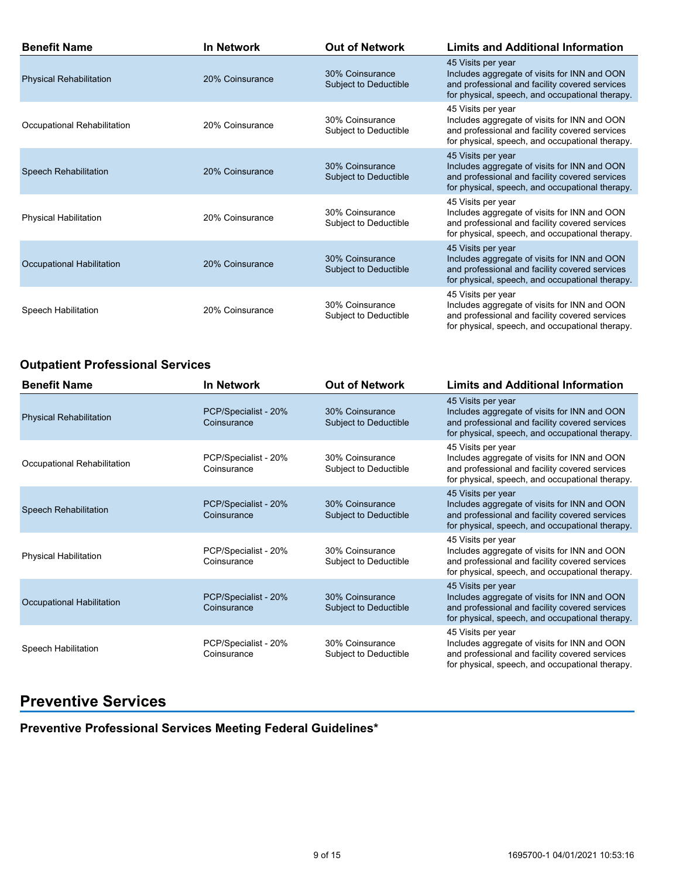| Benefit Name | In Network | Out of Network | Limits and Additional Information |
|---|---|---|---|
| Physical Rehabilitation | 20% Coinsurance | 30% Coinsurance Subject to Deductible | 45 Visits per year Includes aggregate of visits for INN and OON and professional and facility covered services for physical, speech, and occupational therapy. |
| Occupational Rehabilitation | 20% Coinsurance | 30% Coinsurance Subject to Deductible | 45 Visits per year Includes aggregate of visits for INN and OON and professional and facility covered services for physical, speech, and occupational therapy. |
| Speech Rehabilitation | 20% Coinsurance | 30% Coinsurance Subject to Deductible | 45 Visits per year Includes aggregate of visits for INN and OON and professional and facility covered services for physical, speech, and occupational therapy. |
| Physical Habilitation | 20% Coinsurance | 30% Coinsurance Subject to Deductible | 45 Visits per year Includes aggregate of visits for INN and OON and professional and facility covered services for physical, speech, and occupational therapy. |
| Occupational Habilitation | 20% Coinsurance | 30% Coinsurance Subject to Deductible | 45 Visits per year Includes aggregate of visits for INN and OON and professional and facility covered services for physical, speech, and occupational therapy. |
| Speech Habilitation | 20% Coinsurance | 30% Coinsurance Subject to Deductible | 45 Visits per year Includes aggregate of visits for INN and OON and professional and facility covered services for physical, speech, and occupational therapy. |

### Outpatient Professional Services

| Benefit Name | In Network | Out of Network | Limits and Additional Information |
|---|---|---|---|
| Physical Rehabilitation | PCP/Specialist - 20% Coinsurance | 30% Coinsurance Subject to Deductible | 45 Visits per year Includes aggregate of visits for INN and OON and professional and facility covered services for physical, speech, and occupational therapy. |
| Occupational Rehabilitation | PCP/Specialist - 20% Coinsurance | 30% Coinsurance Subject to Deductible | 45 Visits per year Includes aggregate of visits for INN and OON and professional and facility covered services for physical, speech, and occupational therapy. |
| Speech Rehabilitation | PCP/Specialist - 20% Coinsurance | 30% Coinsurance Subject to Deductible | 45 Visits per year Includes aggregate of visits for INN and OON and professional and facility covered services for physical, speech, and occupational therapy. |
| Physical Habilitation | PCP/Specialist - 20% Coinsurance | 30% Coinsurance Subject to Deductible | 45 Visits per year Includes aggregate of visits for INN and OON and professional and facility covered services for physical, speech, and occupational therapy. |
| Occupational Habilitation | PCP/Specialist - 20% Coinsurance | 30% Coinsurance Subject to Deductible | 45 Visits per year Includes aggregate of visits for INN and OON and professional and facility covered services for physical, speech, and occupational therapy. |
| Speech Habilitation | PCP/Specialist - 20% Coinsurance | 30% Coinsurance Subject to Deductible | 45 Visits per year Includes aggregate of visits for INN and OON and professional and facility covered services for physical, speech, and occupational therapy. |

## Preventive Services

### Preventive Professional Services Meeting Federal Guidelines*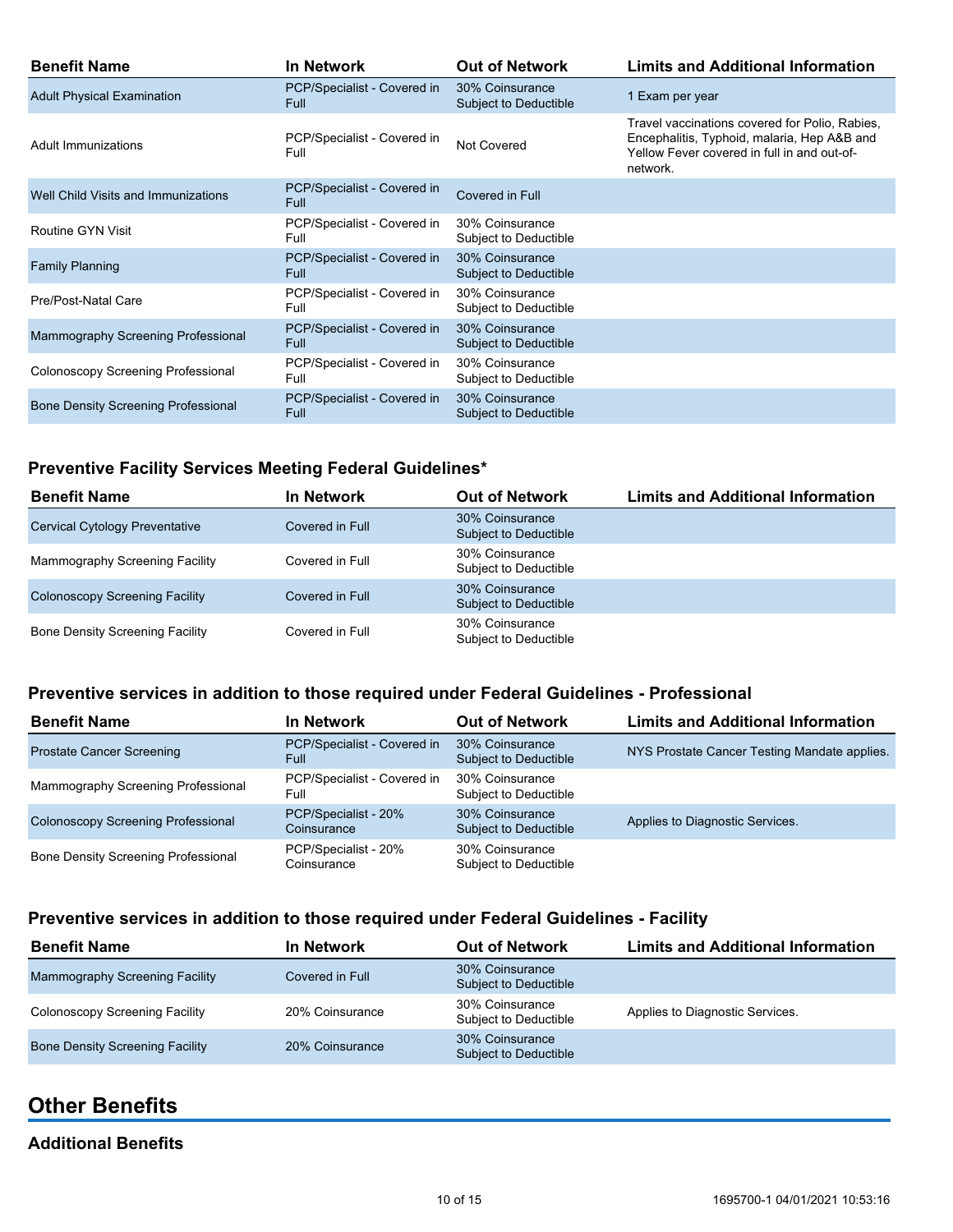| Benefit Name | In Network | Out of Network | Limits and Additional Information |
|---|---|---|---|
| Adult Physical Examination | PCP/Specialist - Covered in Full | 30% Coinsurance Subject to Deductible | 1 Exam per year |
| Adult Immunizations | PCP/Specialist - Covered in Full | Not Covered | Travel vaccinations covered for Polio, Rabies, Encephalitis, Typhoid, malaria, Hep A&B and Yellow Fever covered in full in and out-of-network. |
| Well Child Visits and Immunizations | PCP/Specialist - Covered in Full | Covered in Full | |
| Routine GYN Visit | PCP/Specialist - Covered in Full | 30% Coinsurance Subject to Deductible | |
| Family Planning | PCP/Specialist - Covered in Full | 30% Coinsurance Subject to Deductible | |
| Pre/Post-Natal Care | PCP/Specialist - Covered in Full | 30% Coinsurance Subject to Deductible | |
| Mammography Screening Professional | PCP/Specialist - Covered in Full | 30% Coinsurance Subject to Deductible | |
| Colonoscopy Screening Professional | PCP/Specialist - Covered in Full | 30% Coinsurance Subject to Deductible | |
| Bone Density Screening Professional | PCP/Specialist - Covered in Full | 30% Coinsurance Subject to Deductible | |

### Preventive Facility Services Meeting Federal Guidelines*

| Benefit Name | In Network | Out of Network | Limits and Additional Information |
|---|---|---|---|
| Cervical Cytology Preventative | Covered in Full | 30% Coinsurance Subject to Deductible | |
| Mammography Screening Facility | Covered in Full | 30% Coinsurance Subject to Deductible | |
| Colonoscopy Screening Facility | Covered in Full | 30% Coinsurance Subject to Deductible | |
| Bone Density Screening Facility | Covered in Full | 30% Coinsurance Subject to Deductible | |

### Preventive services in addition to those required under Federal Guidelines - Professional

| Benefit Name | In Network | Out of Network | Limits and Additional Information |
|---|---|---|---|
| Prostate Cancer Screening | PCP/Specialist - Covered in Full | 30% Coinsurance Subject to Deductible | NYS Prostate Cancer Testing Mandate applies. |
| Mammography Screening Professional | PCP/Specialist - Covered in Full | 30% Coinsurance Subject to Deductible | |
| Colonoscopy Screening Professional | PCP/Specialist - 20% Coinsurance | 30% Coinsurance Subject to Deductible | Applies to Diagnostic Services. |
| Bone Density Screening Professional | PCP/Specialist - 20% Coinsurance | 30% Coinsurance Subject to Deductible | |

### Preventive services in addition to those required under Federal Guidelines - Facility

| Benefit Name | In Network | Out of Network | Limits and Additional Information |
|---|---|---|---|
| Mammography Screening Facility | Covered in Full | 30% Coinsurance Subject to Deductible | |
| Colonoscopy Screening Facility | 20% Coinsurance | 30% Coinsurance Subject to Deductible | Applies to Diagnostic Services. |
| Bone Density Screening Facility | 20% Coinsurance | 30% Coinsurance Subject to Deductible | |

## Other Benefits

### Additional Benefits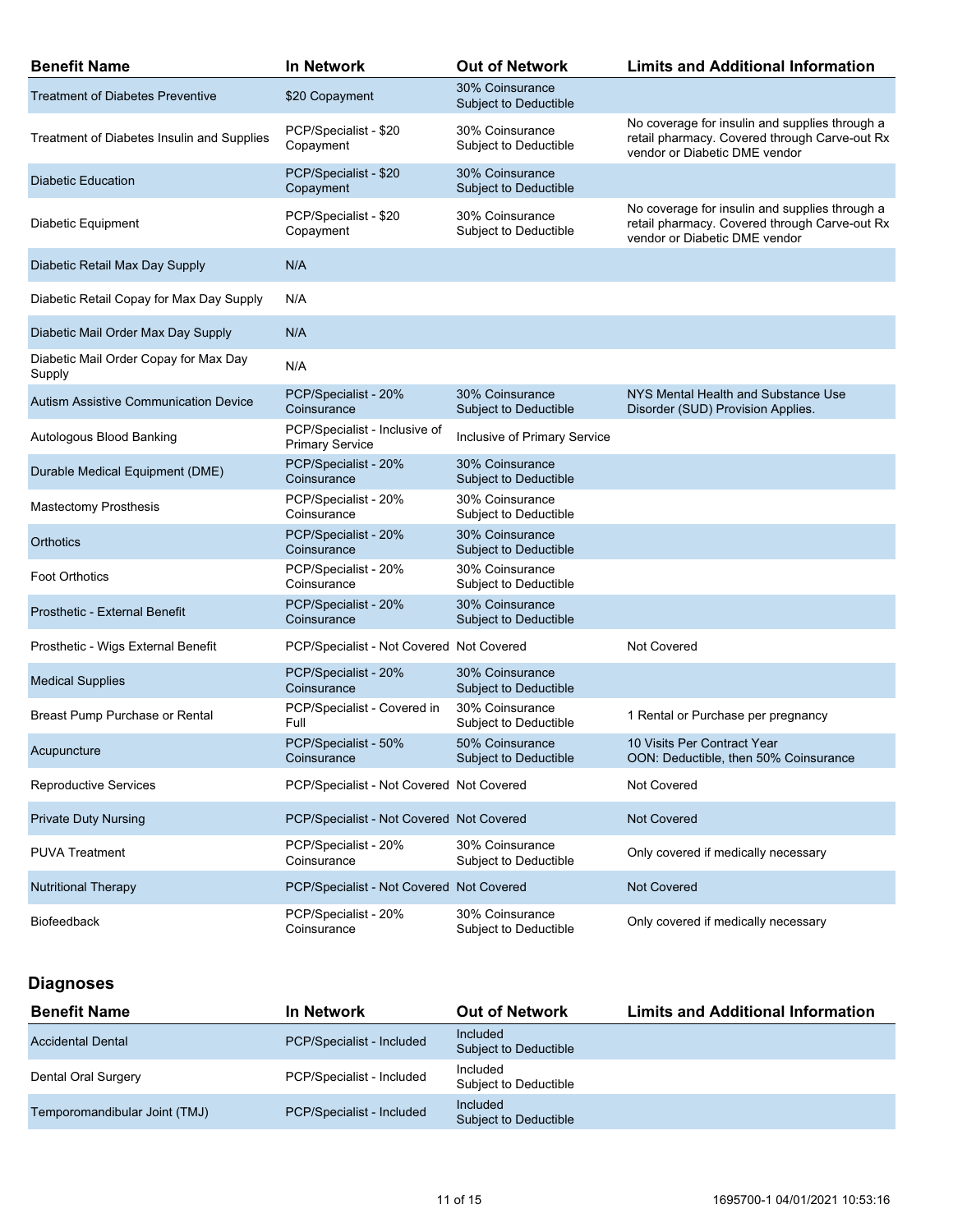| Benefit Name | In Network | Out of Network | Limits and Additional Information |
|---|---|---|---|
| Treatment of Diabetes Preventive | $20 Copayment | 30% Coinsurance Subject to Deductible | |
| Treatment of Diabetes Insulin and Supplies | PCP/Specialist - $20 Copayment | 30% Coinsurance Subject to Deductible | No coverage for insulin and supplies through a retail pharmacy. Covered through Carve-out Rx vendor or Diabetic DME vendor |
| Diabetic Education | PCP/Specialist - $20 Copayment | 30% Coinsurance Subject to Deductible | |
| Diabetic Equipment | PCP/Specialist - $20 Copayment | 30% Coinsurance Subject to Deductible | No coverage for insulin and supplies through a retail pharmacy. Covered through Carve-out Rx vendor or Diabetic DME vendor |
| Diabetic Retail Max Day Supply | N/A | | |
| Diabetic Retail Copay for Max Day Supply | N/A | | |
| Diabetic Mail Order Max Day Supply | N/A | | |
| Diabetic Mail Order Copay for Max Day Supply | N/A | | |
| Autism Assistive Communication Device | PCP/Specialist - 20% Coinsurance | 30% Coinsurance Subject to Deductible | NYS Mental Health and Substance Use Disorder (SUD) Provision Applies. |
| Autologous Blood Banking | PCP/Specialist - Inclusive of Primary Service | Inclusive of Primary Service | |
| Durable Medical Equipment (DME) | PCP/Specialist - 20% Coinsurance | 30% Coinsurance Subject to Deductible | |
| Mastectomy Prosthesis | PCP/Specialist - 20% Coinsurance | 30% Coinsurance Subject to Deductible | |
| Orthotics | PCP/Specialist - 20% Coinsurance | 30% Coinsurance Subject to Deductible | |
| Foot Orthotics | PCP/Specialist - 20% Coinsurance | 30% Coinsurance Subject to Deductible | |
| Prosthetic - External Benefit | PCP/Specialist - 20% Coinsurance | 30% Coinsurance Subject to Deductible | |
| Prosthetic - Wigs External Benefit | PCP/Specialist - Not Covered | Not Covered | Not Covered |
| Medical Supplies | PCP/Specialist - 20% Coinsurance | 30% Coinsurance Subject to Deductible | |
| Breast Pump Purchase or Rental | PCP/Specialist - Covered in Full | 30% Coinsurance Subject to Deductible | 1 Rental or Purchase per pregnancy |
| Acupuncture | PCP/Specialist - 50% Coinsurance | 50% Coinsurance Subject to Deductible | 10 Visits Per Contract Year<br>OON: Deductible, then 50% Coinsurance |
| Reproductive Services | PCP/Specialist - Not Covered | Not Covered | Not Covered |
| Private Duty Nursing | PCP/Specialist - Not Covered | Not Covered | Not Covered |
| PUVA Treatment | PCP/Specialist - 20% Coinsurance | 30% Coinsurance Subject to Deductible | Only covered if medically necessary |
| Nutritional Therapy | PCP/Specialist - Not Covered | Not Covered | Not Covered |
| Biofeedback | PCP/Specialist - 20% Coinsurance | 30% Coinsurance Subject to Deductible | Only covered if medically necessary |

## Diagnoses

| Benefit Name | In Network | Out of Network | Limits and Additional Information |
|---|---|---|---|
| Accidental Dental | PCP/Specialist - Included | Included Subject to Deductible | |
| Dental Oral Surgery | PCP/Specialist - Included | Included Subject to Deductible | |
| Temporomandibular Joint (TMJ) | PCP/Specialist - Included | Included Subject to Deductible | |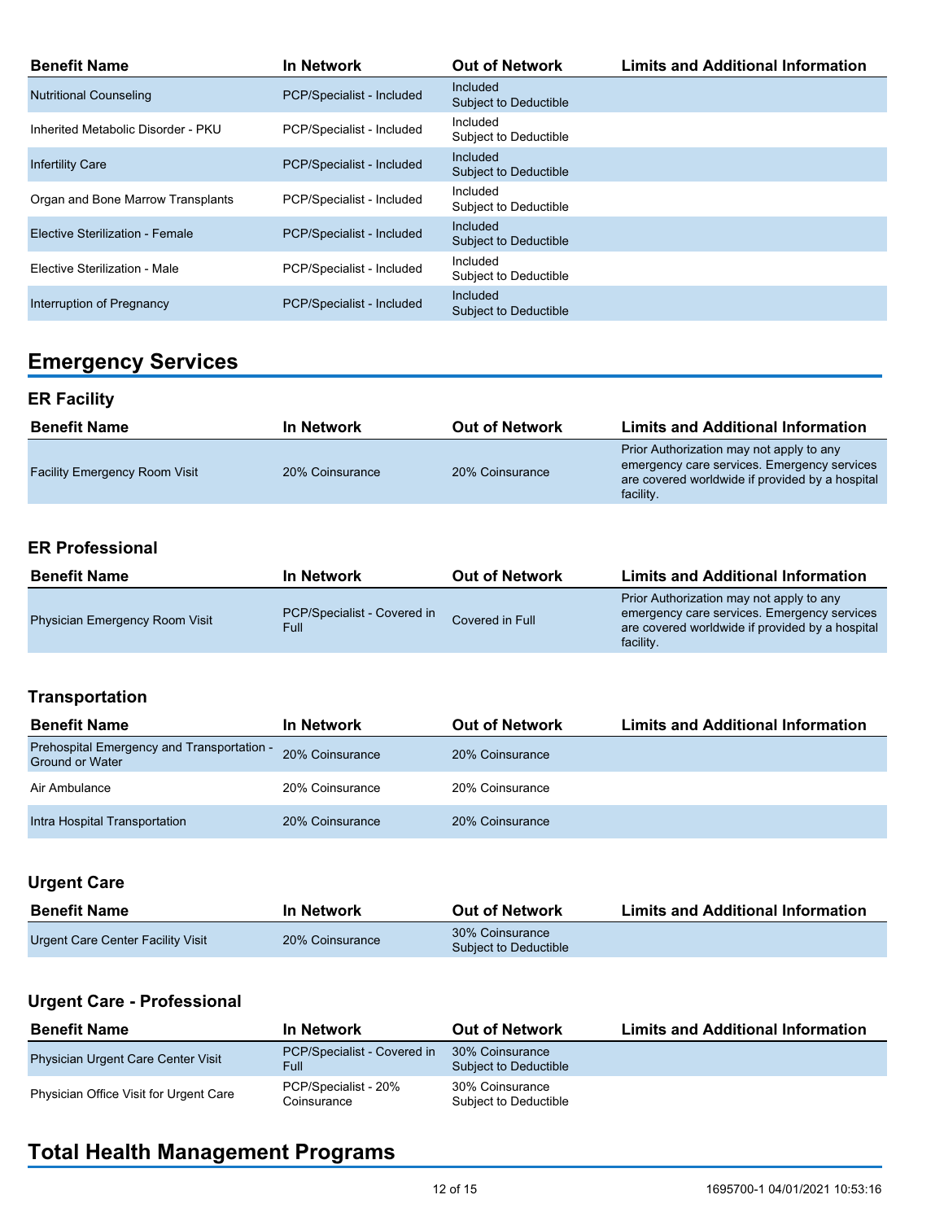| Benefit Name | In Network | Out of Network | Limits and Additional Information |
|---|---|---|---|
| Nutritional Counseling | PCP/Specialist - Included | Included Subject to Deductible | |
| Inherited Metabolic Disorder - PKU | PCP/Specialist - Included | Included Subject to Deductible | |
| Infertility Care | PCP/Specialist - Included | Included Subject to Deductible | |
| Organ and Bone Marrow Transplants | PCP/Specialist - Included | Included Subject to Deductible | |
| Elective Sterilization - Female | PCP/Specialist - Included | Included Subject to Deductible | |
| Elective Sterilization - Male | PCP/Specialist - Included | Included Subject to Deductible | |
| Interruption of Pregnancy | PCP/Specialist - Included | Included Subject to Deductible | |

## Emergency Services

### ER Facility

| Benefit Name | In Network | Out of Network | Limits and Additional Information |
|---|---|---|---|
| Facility Emergency Room Visit | 20% Coinsurance | 20% Coinsurance | Prior Authorization may not apply to any emergency care services. Emergency services are covered worldwide if provided by a hospital facility. |

### ER Professional

| Benefit Name | In Network | Out of Network | Limits and Additional Information |
|---|---|---|---|
| Physician Emergency Room Visit | PCP/Specialist - Covered in Full | Covered in Full | Prior Authorization may not apply to any emergency care services. Emergency services are covered worldwide if provided by a hospital facility. |

### Transportation

| Benefit Name | In Network | Out of Network | Limits and Additional Information |
|---|---|---|---|
| Prehospital Emergency and Transportation - Ground or Water | 20% Coinsurance | 20% Coinsurance | |
| Air Ambulance | 20% Coinsurance | 20% Coinsurance | |
| Intra Hospital Transportation | 20% Coinsurance | 20% Coinsurance | |

### Urgent Care

| Benefit Name | In Network | Out of Network | Limits and Additional Information |
|---|---|---|---|
| Urgent Care Center Facility Visit | 20% Coinsurance | 30% Coinsurance Subject to Deductible | |

### Urgent Care - Professional

| Benefit Name | In Network | Out of Network | Limits and Additional Information |
|---|---|---|---|
| Physician Urgent Care Center Visit | PCP/Specialist - Covered in Full | 30% Coinsurance Subject to Deductible | |
| Physician Office Visit for Urgent Care | PCP/Specialist - 20% Coinsurance | 30% Coinsurance Subject to Deductible | |

## Total Health Management Programs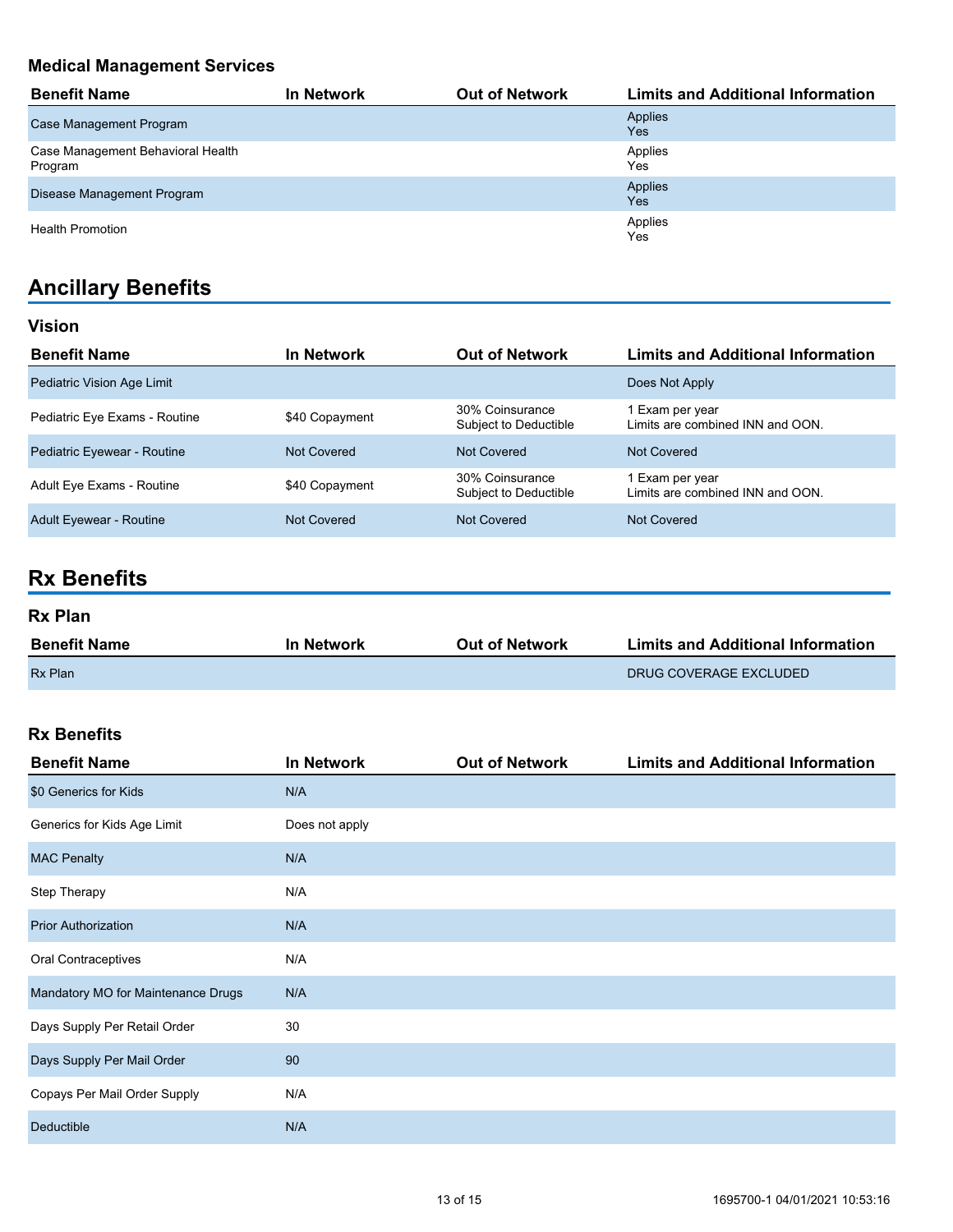### Medical Management Services

| Benefit Name | In Network | Out of Network | Limits and Additional Information |
| --- | --- | --- | --- |
| Case Management Program | | | Applies Yes |
| Case Management Behavioral Health Program | | | Applies Yes |
| Disease Management Program | | | Applies Yes |
| Health Promotion | | | Applies Yes |

## Ancillary Benefits

### Vision

| Benefit Name | In Network | Out of Network | Limits and Additional Information |
| --- | --- | --- | --- |
| Pediatric Vision Age Limit | | | Does Not Apply |
| Pediatric Eye Exams - Routine | $40 Copayment | 30% Coinsurance Subject to Deductible | 1 Exam per year Limits are combined INN and OON. |
| Pediatric Eyewear - Routine | Not Covered | Not Covered | Not Covered |
| Adult Eye Exams - Routine | $40 Copayment | 30% Coinsurance Subject to Deductible | 1 Exam per year Limits are combined INN and OON. |
| Adult Eyewear - Routine | Not Covered | Not Covered | Not Covered |

## Rx Benefits

### Rx Plan

| Benefit Name | In Network | Out of Network | Limits and Additional Information |
| --- | --- | --- | --- |
| Rx Plan | | | DRUG COVERAGE EXCLUDED |

### Rx Benefits

| Benefit Name | In Network | Out of Network | Limits and Additional Information |
| --- | --- | --- | --- |
| $0 Generics for Kids | N/A | | |
| Generics for Kids Age Limit | Does not apply | | |
| MAC Penalty | N/A | | |
| Step Therapy | N/A | | |
| Prior Authorization | N/A | | |
| Oral Contraceptives | N/A | | |
| Mandatory MO for Maintenance Drugs | N/A | | |
| Days Supply Per Retail Order | 30 | | |
| Days Supply Per Mail Order | 90 | | |
| Copays Per Mail Order Supply | N/A | | |
| Deductible | N/A | | |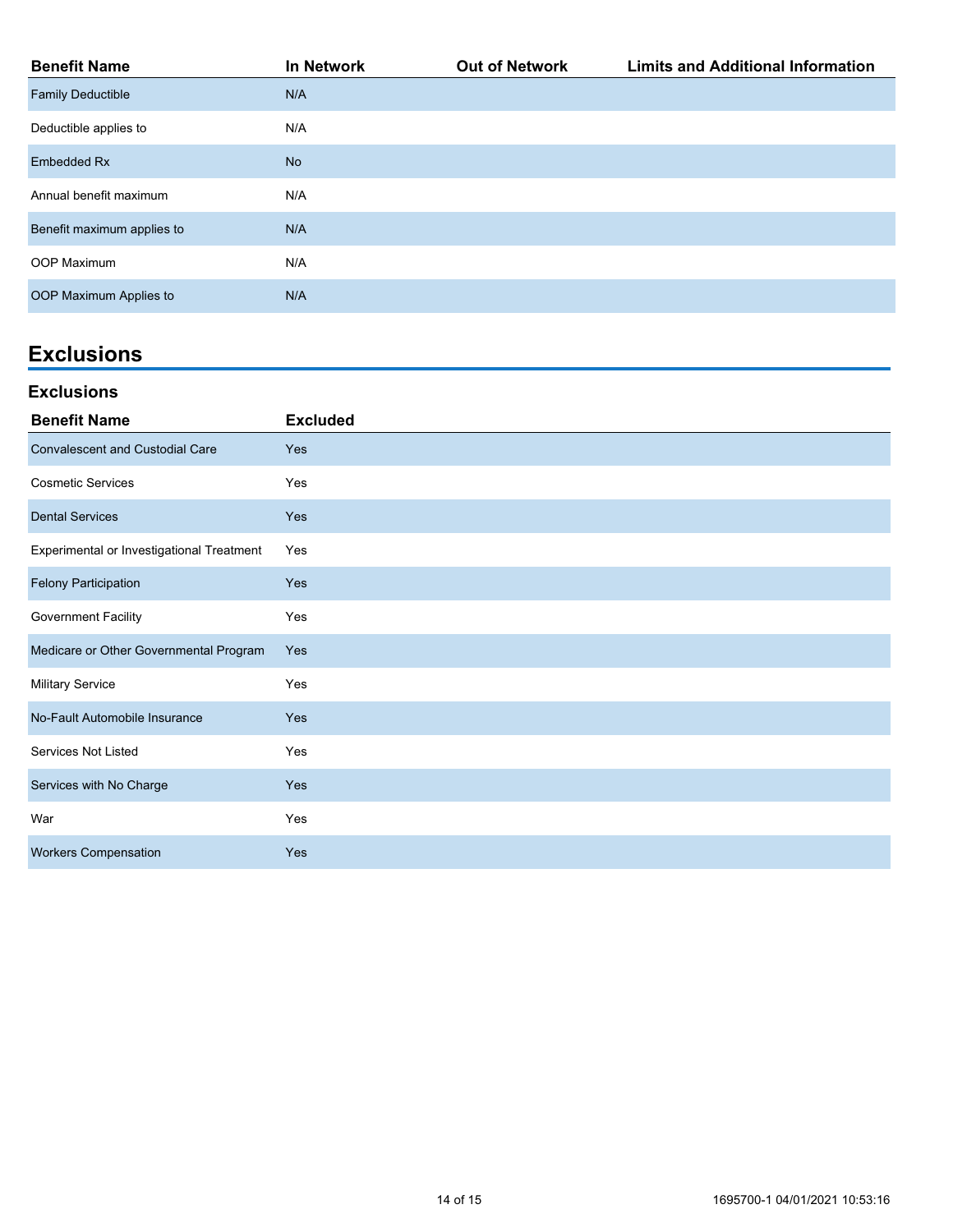| Benefit Name | In Network | Out of Network | Limits and Additional Information |
|---|---|---|---|
| Family Deductible | N/A | | |
| Deductible applies to | N/A | | |
| Embedded Rx | No | | |
| Annual benefit maximum | N/A | | |
| Benefit maximum applies to | N/A | | |
| OOP Maximum | N/A | | |
| OOP Maximum Applies to | N/A | | |

# Exclusions

## Exclusions

| Benefit Name | Excluded |
|---|---|
| Convalescent and Custodial Care | Yes |
| Cosmetic Services | Yes |
| Dental Services | Yes |
| Experimental or Investigational Treatment | Yes |
| Felony Participation | Yes |
| Government Facility | Yes |
| Medicare or Other Governmental Program | Yes |
| Military Service | Yes |
| No-Fault Automobile Insurance | Yes |
| Services Not Listed | Yes |
| Services with No Charge | Yes |
| War | Yes |
| Workers Compensation | Yes |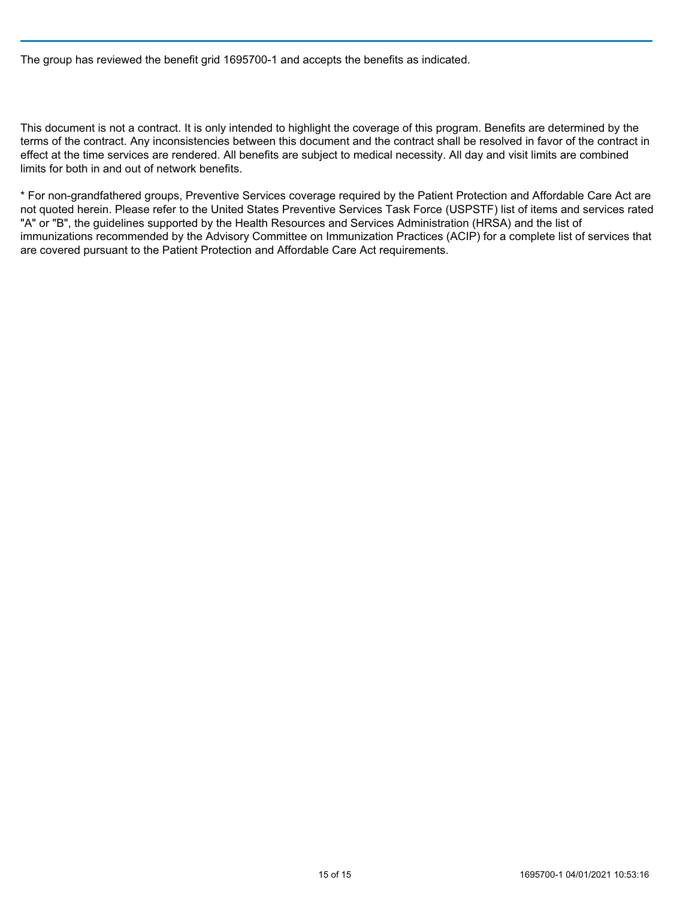The group has reviewed the benefit grid 1695700-1 and accepts the benefits as indicated.

This document is not a contract. It is only intended to highlight the coverage of this program. Benefits are determined by the terms of the contract. Any inconsistencies between this document and the contract shall be resolved in favor of the contract in effect at the time services are rendered. All benefits are subject to medical necessity. All day and visit limits are combined limits for both in and out of network benefits.

* For non-grandfathered groups, Preventive Services coverage required by the Patient Protection and Affordable Care Act are not quoted herein. Please refer to the United States Preventive Services Task Force (USPSTF) list of items and services rated "A" or "B", the guidelines supported by the Health Resources and Services Administration (HRSA) and the list of immunizations recommended by the Advisory Committee on Immunization Practices (ACIP) for a complete list of services that are covered pursuant to the Patient Protection and Affordable Care Act requirements.